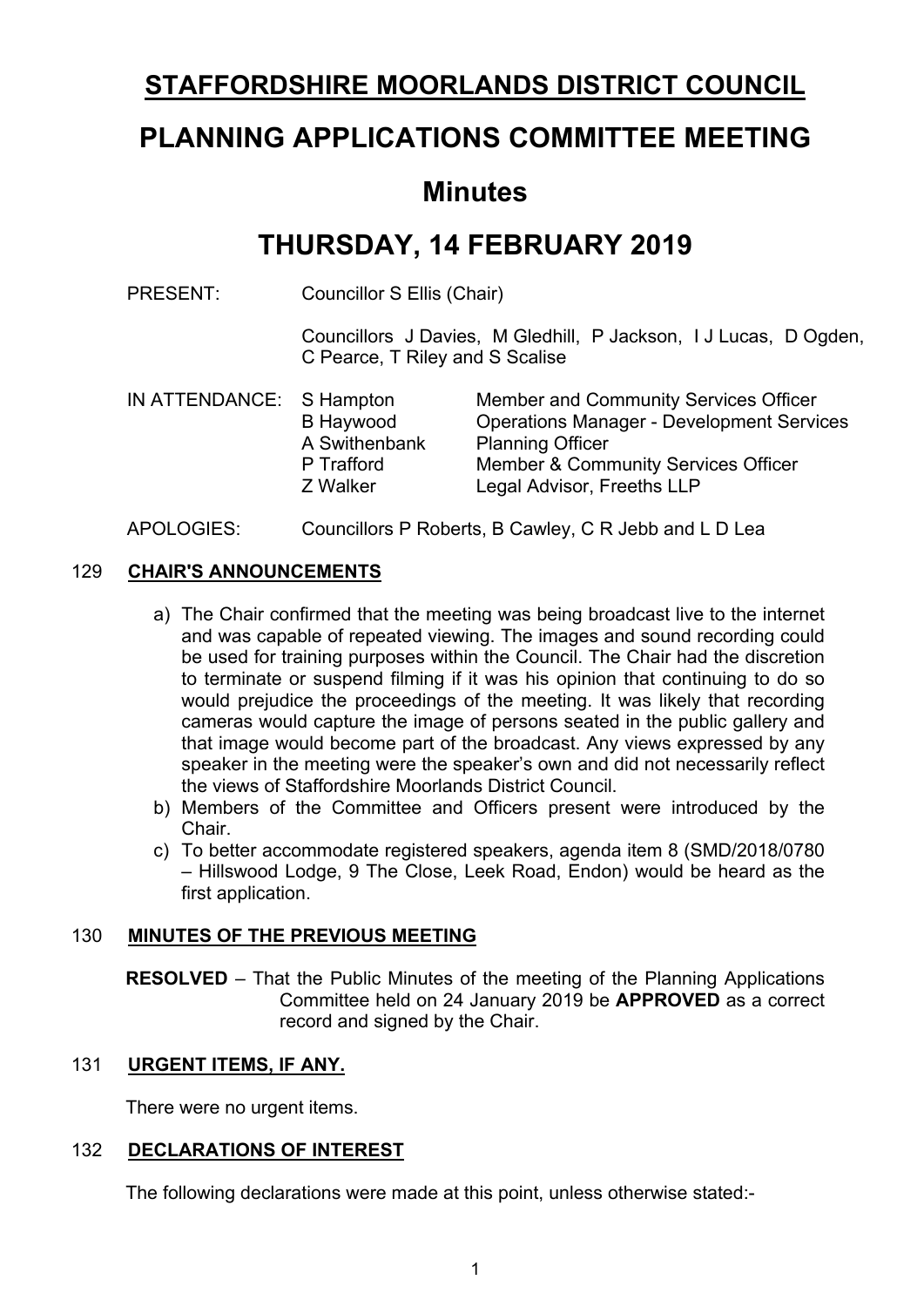# STAFFORDSHIRE MOORLANDS DISTRICT COUNCIL

# PLANNING APPLICATIONS COMMITTEE MEETING

## Minutes

## THURSDAY, 14 FEBRUARY 2019

PRESENT: Councillor S Ellis (Chair)

Councillors J Davies, M Gledhill, P Jackson, I J Lucas, D Ogden, C Pearce, T Riley and S Scalise

| IN ATTENDANCE: | | |
|---|---|---|
| | S Hampton | Member and Community Services Officer |
| | B Haywood | Operations Manager - Development Services |
| | A Swithenbank | Planning Officer |
| | P Trafford | Member & Community Services Officer |
| | Z Walker | Legal Advisor, Freeths LLP |

APOLOGIES: Councillors P Roberts, B Cawley, C R Jebb and L D Lea

### 129 CHAIR'S ANNOUNCEMENTS

a) The Chair confirmed that the meeting was being broadcast live to the internet and was capable of repeated viewing. The images and sound recording could be used for training purposes within the Council. The Chair had the discretion to terminate or suspend filming if it was his opinion that continuing to do so would prejudice the proceedings of the meeting. It was likely that recording cameras would capture the image of persons seated in the public gallery and that image would become part of the broadcast. Any views expressed by any speaker in the meeting were the speaker's own and did not necessarily reflect the views of Staffordshire Moorlands District Council.

b) Members of the Committee and Officers present were introduced by the Chair.

c) To better accommodate registered speakers, agenda item 8 (SMD/2018/0780 – Hillswood Lodge, 9 The Close, Leek Road, Endon) would be heard as the first application.

### 130 MINUTES OF THE PREVIOUS MEETING

**RESOLVED** – That the Public Minutes of the meeting of the Planning Applications Committee held on 24 January 2019 be **APPROVED** as a correct record and signed by the Chair.

### 131 URGENT ITEMS, IF ANY.

There were no urgent items.

### 132 DECLARATIONS OF INTEREST

The following declarations were made at this point, unless otherwise stated:-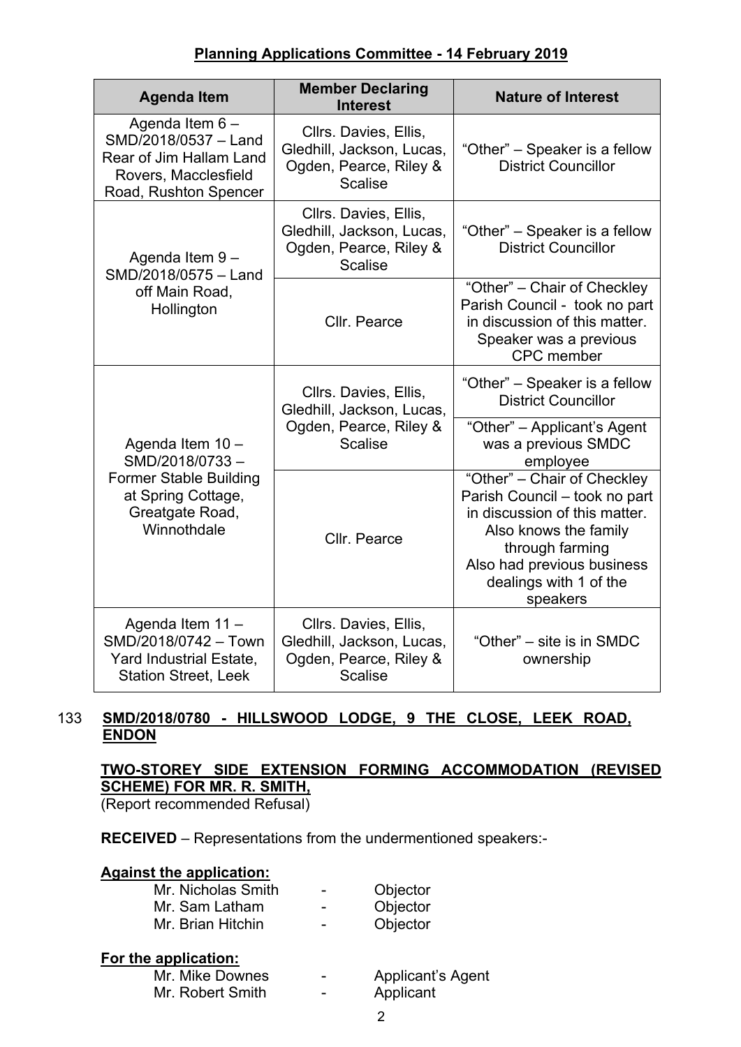**Planning Applications Committee - 14 February 2019**

| Agenda Item | Member Declaring Interest | Nature of Interest |
|---|---|---|
| Agenda Item 6 – SMD/2018/0537 – Land Rear of Jim Hallam Land Rovers, Macclesfield Road, Rushton Spencer | Cllrs. Davies, Ellis, Gledhill, Jackson, Lucas, Ogden, Pearce, Riley & Scalise | "Other" – Speaker is a fellow District Councillor |
| Agenda Item 9 – SMD/2018/0575 – Land off Main Road, Hollington | Cllrs. Davies, Ellis, Gledhill, Jackson, Lucas, Ogden, Pearce, Riley & Scalise | "Other" – Speaker is a fellow District Councillor |
| | Cllr. Pearce | "Other" – Chair of Checkley Parish Council - took no part in discussion of this matter. Speaker was a previous CPC member |
| Agenda Item 10 – SMD/2018/0733 – Former Stable Building at Spring Cottage, Greatgate Road, Winnothdale | Cllrs. Davies, Ellis, Gledhill, Jackson, Lucas, Ogden, Pearce, Riley & Scalise | "Other" – Speaker is a fellow District Councillor |
| | | "Other" – Applicant's Agent was a previous SMDC employee |
| | Cllr. Pearce | "Other" – Chair of Checkley Parish Council – took no part in discussion of this matter. Also knows the family through farming. Also had previous business dealings with 1 of the speakers |
| Agenda Item 11 – SMD/2018/0742 – Town Yard Industrial Estate, Station Street, Leek | Cllrs. Davies, Ellis, Gledhill, Jackson, Lucas, Ogden, Pearce, Riley & Scalise | "Other" – site is in SMDC ownership |

133 **SMD/2018/0780 - HILLSWOOD LODGE, 9 THE CLOSE, LEEK ROAD, ENDON**

**TWO-STOREY SIDE EXTENSION FORMING ACCOMMODATION (REVISED SCHEME) FOR MR. R. SMITH,**
(Report recommended Refusal)

**RECEIVED** – Representations from the undermentioned speakers:-

**Against the application:**

Mr. Nicholas Smith - Objector
Mr. Sam Latham - Objector
Mr. Brian Hitchin - Objector

**For the application:**

Mr. Mike Downes - Applicant's Agent
Mr. Robert Smith - Applicant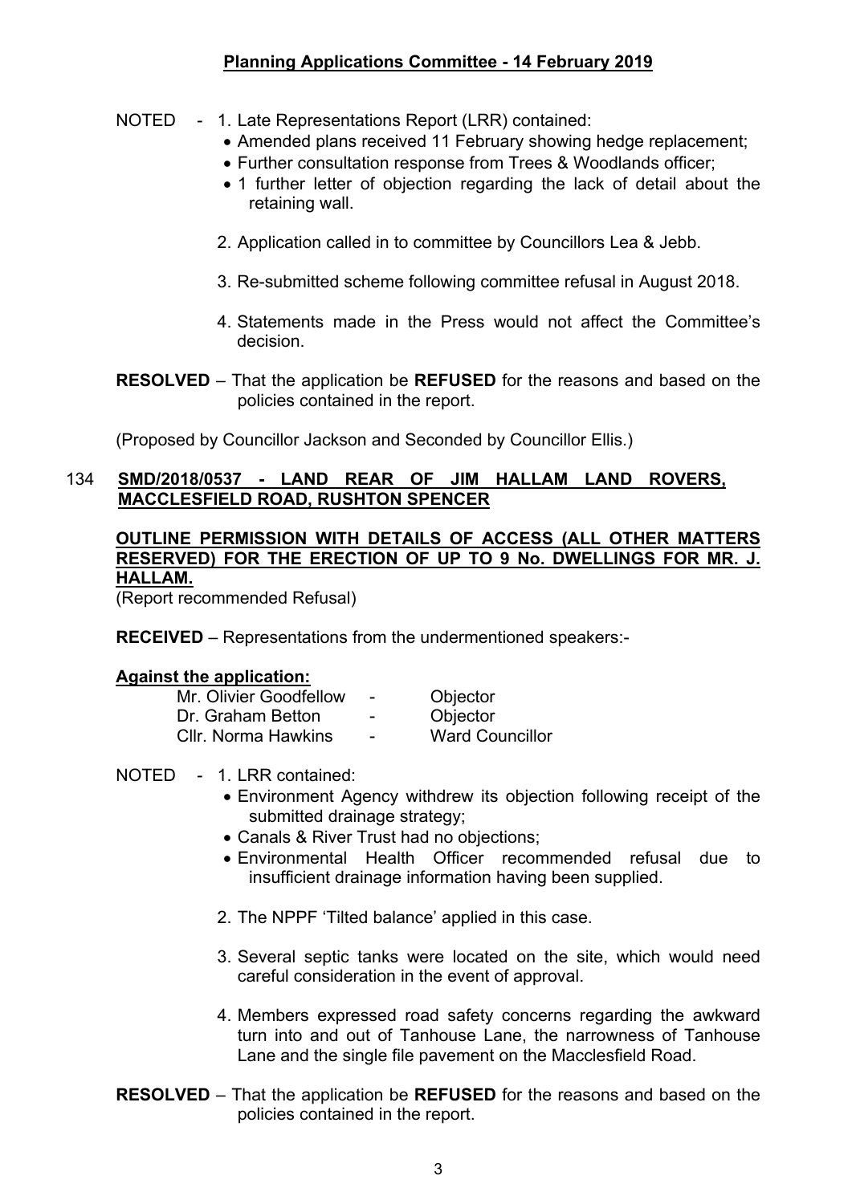NOTED - 1. Late Representations Report (LRR) contained:

- Amended plans received 11 February showing hedge replacement;
- Further consultation response from Trees & Woodlands officer;
- 1 further letter of objection regarding the lack of detail about the retaining wall.

2. Application called in to committee by Councillors Lea & Jebb.

3. Re-submitted scheme following committee refusal in August 2018.

4. Statements made in the Press would not affect the Committee's decision.

**RESOLVED** – That the application be **REFUSED** for the reasons and based on the policies contained in the report.

(Proposed by Councillor Jackson and Seconded by Councillor Ellis.)

## 134 SMD/2018/0537 - LAND REAR OF JIM HALLAM LAND ROVERS, MACCLESFIELD ROAD, RUSHTON SPENCER

**OUTLINE PERMISSION WITH DETAILS OF ACCESS (ALL OTHER MATTERS RESERVED) FOR THE ERECTION OF UP TO 9 No. DWELLINGS FOR MR. J. HALLAM.**

(Report recommended Refusal)

**RECEIVED** – Representations from the undermentioned speakers:-

**Against the application:**

| | | |
|---|---|---|
| Mr. Olivier Goodfellow | - | Objector |
| Dr. Graham Betton | - | Objector |
| Cllr. Norma Hawkins | - | Ward Councillor |

NOTED - 1. LRR contained:

- Environment Agency withdrew its objection following receipt of the submitted drainage strategy;
- Canals & River Trust had no objections;
- Environmental Health Officer recommended refusal due to insufficient drainage information having been supplied.

2. The NPPF 'Tilted balance' applied in this case.

3. Several septic tanks were located on the site, which would need careful consideration in the event of approval.

4. Members expressed road safety concerns regarding the awkward turn into and out of Tanhouse Lane, the narrowness of Tanhouse Lane and the single file pavement on the Macclesfield Road.

**RESOLVED** – That the application be **REFUSED** for the reasons and based on the policies contained in the report.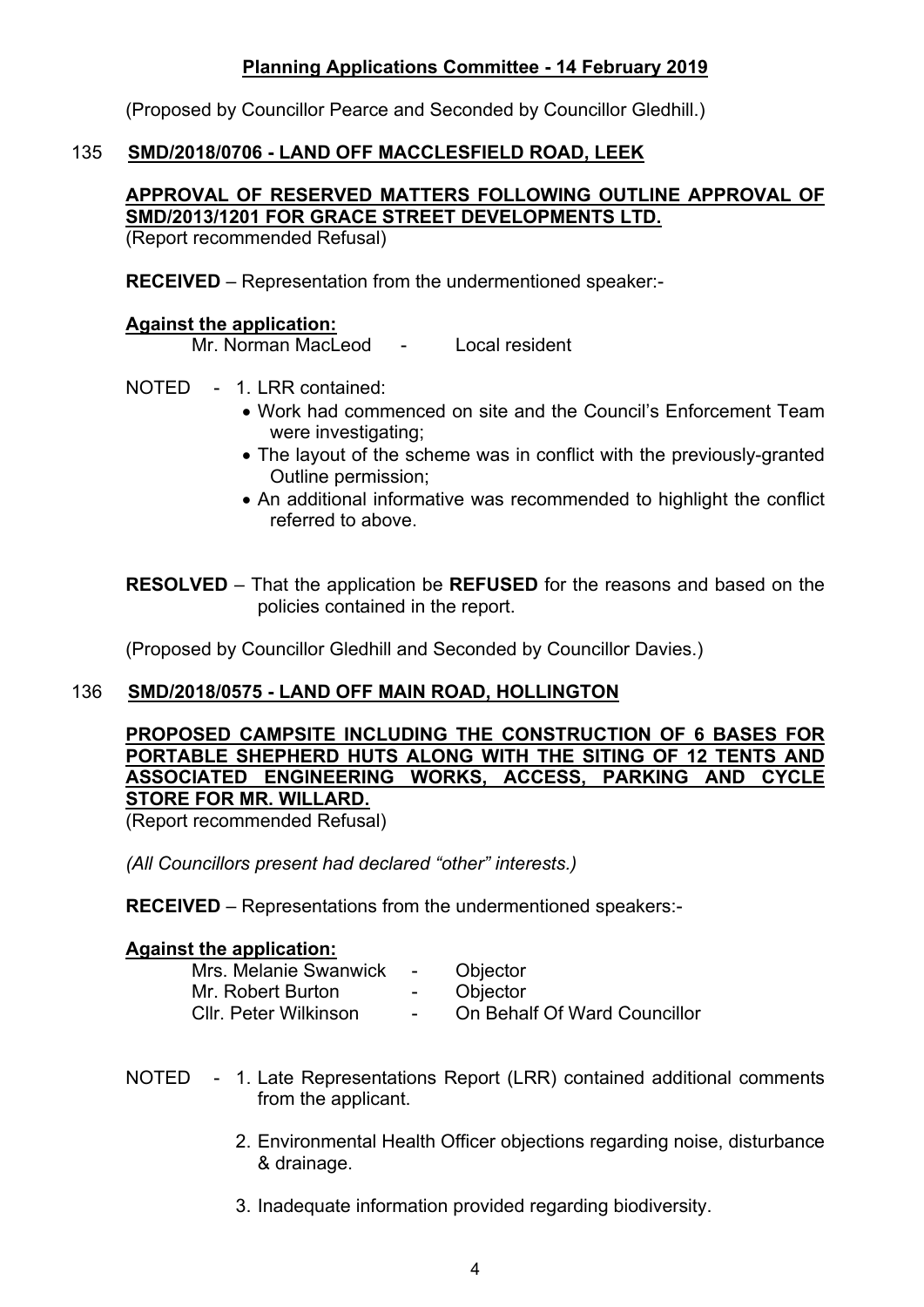(Proposed by Councillor Pearce and Seconded by Councillor Gledhill.)

## 135 SMD/2018/0706 - LAND OFF MACCLESFIELD ROAD, LEEK

**APPROVAL OF RESERVED MATTERS FOLLOWING OUTLINE APPROVAL OF SMD/2013/1201 FOR GRACE STREET DEVELOPMENTS LTD.**

(Report recommended Refusal)

**RECEIVED** – Representation from the undermentioned speaker:-

**Against the application:**

Mr. Norman MacLeod - Local resident

NOTED - 1. LRR contained:

- Work had commenced on site and the Council's Enforcement Team were investigating;
- The layout of the scheme was in conflict with the previously-granted Outline permission;
- An additional informative was recommended to highlight the conflict referred to above.

**RESOLVED** – That the application be **REFUSED** for the reasons and based on the policies contained in the report.

(Proposed by Councillor Gledhill and Seconded by Councillor Davies.)

## 136 SMD/2018/0575 - LAND OFF MAIN ROAD, HOLLINGTON

**PROPOSED CAMPSITE INCLUDING THE CONSTRUCTION OF 6 BASES FOR PORTABLE SHEPHERD HUTS ALONG WITH THE SITING OF 12 TENTS AND ASSOCIATED ENGINEERING WORKS, ACCESS, PARKING AND CYCLE STORE FOR MR. WILLARD.**

(Report recommended Refusal)

*(All Councillors present had declared "other" interests.)*

**RECEIVED** – Representations from the undermentioned speakers:-

**Against the application:**

Mrs. Melanie Swanwick - Objector
Mr. Robert Burton - Objector
Cllr. Peter Wilkinson - On Behalf Of Ward Councillor

NOTED - 1. Late Representations Report (LRR) contained additional comments from the applicant.

2. Environmental Health Officer objections regarding noise, disturbance & drainage.

3. Inadequate information provided regarding biodiversity.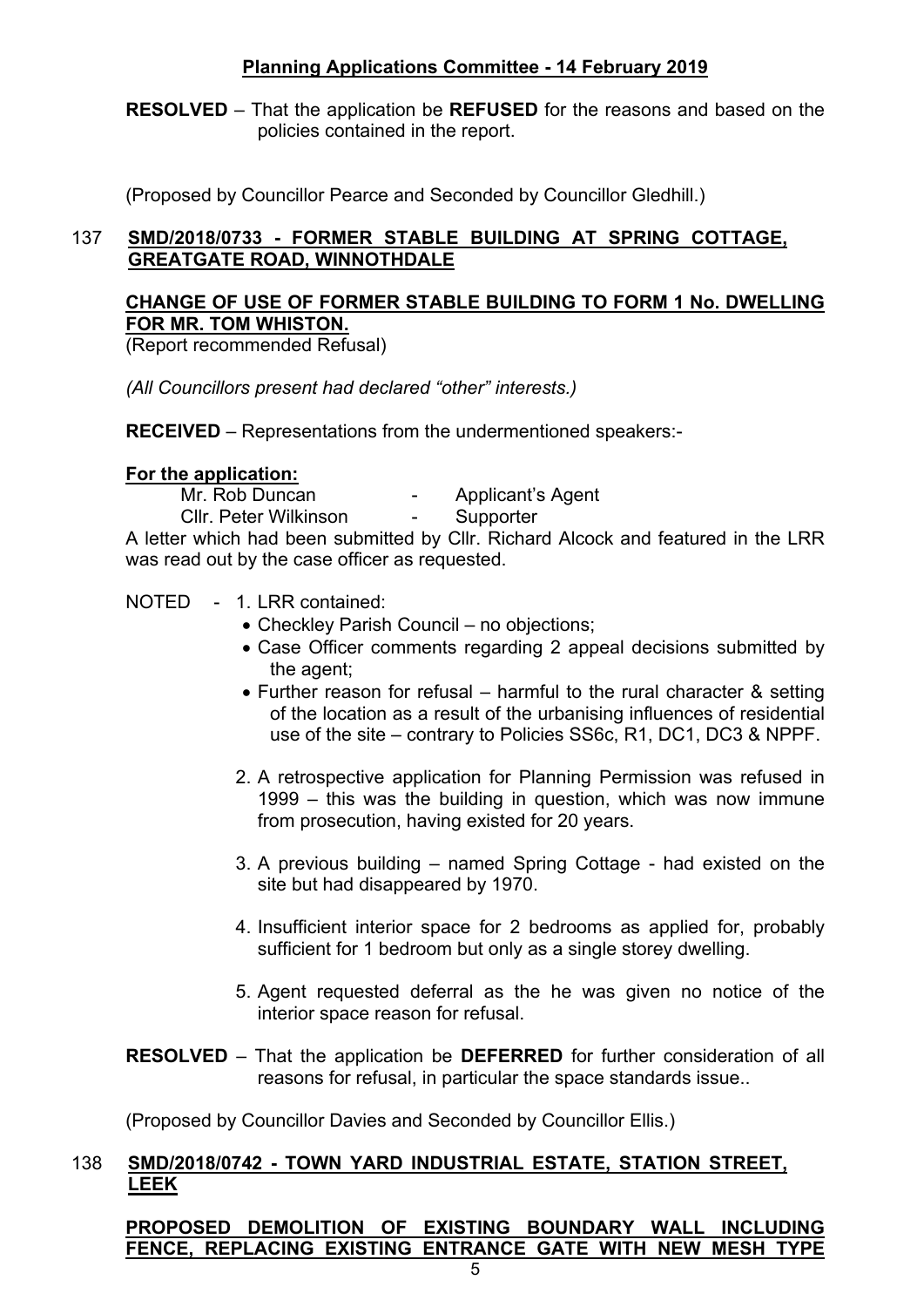**RESOLVED** – That the application be **REFUSED** for the reasons and based on the policies contained in the report.

(Proposed by Councillor Pearce and Seconded by Councillor Gledhill.)

## 137 SMD/2018/0733 - FORMER STABLE BUILDING AT SPRING COTTAGE, GREATGATE ROAD, WINNOTHDALE

### CHANGE OF USE OF FORMER STABLE BUILDING TO FORM 1 No. DWELLING FOR MR. TOM WHISTON.

(Report recommended Refusal)

*(All Councillors present had declared "other" interests.)*

**RECEIVED** – Representations from the undermentioned speakers:-

**For the application:**

Mr. Rob Duncan - Applicant's Agent
Cllr. Peter Wilkinson - Supporter

A letter which had been submitted by Cllr. Richard Alcock and featured in the LRR was read out by the case officer as requested.

NOTED - 1. LRR contained:

- Checkley Parish Council – no objections;
- Case Officer comments regarding 2 appeal decisions submitted by the agent;
- Further reason for refusal – harmful to the rural character & setting of the location as a result of the urbanising influences of residential use of the site – contrary to Policies SS6c, R1, DC1, DC3 & NPPF.

2. A retrospective application for Planning Permission was refused in 1999 – this was the building in question, which was now immune from prosecution, having existed for 20 years.

3. A previous building – named Spring Cottage - had existed on the site but had disappeared by 1970.

4. Insufficient interior space for 2 bedrooms as applied for, probably sufficient for 1 bedroom but only as a single storey dwelling.

5. Agent requested deferral as the he was given no notice of the interior space reason for refusal.

**RESOLVED** – That the application be **DEFERRED** for further consideration of all reasons for refusal, in particular the space standards issue..

(Proposed by Councillor Davies and Seconded by Councillor Ellis.)

## 138 SMD/2018/0742 - TOWN YARD INDUSTRIAL ESTATE, STATION STREET, LEEK

### PROPOSED DEMOLITION OF EXISTING BOUNDARY WALL INCLUDING FENCE, REPLACING EXISTING ENTRANCE GATE WITH NEW MESH TYPE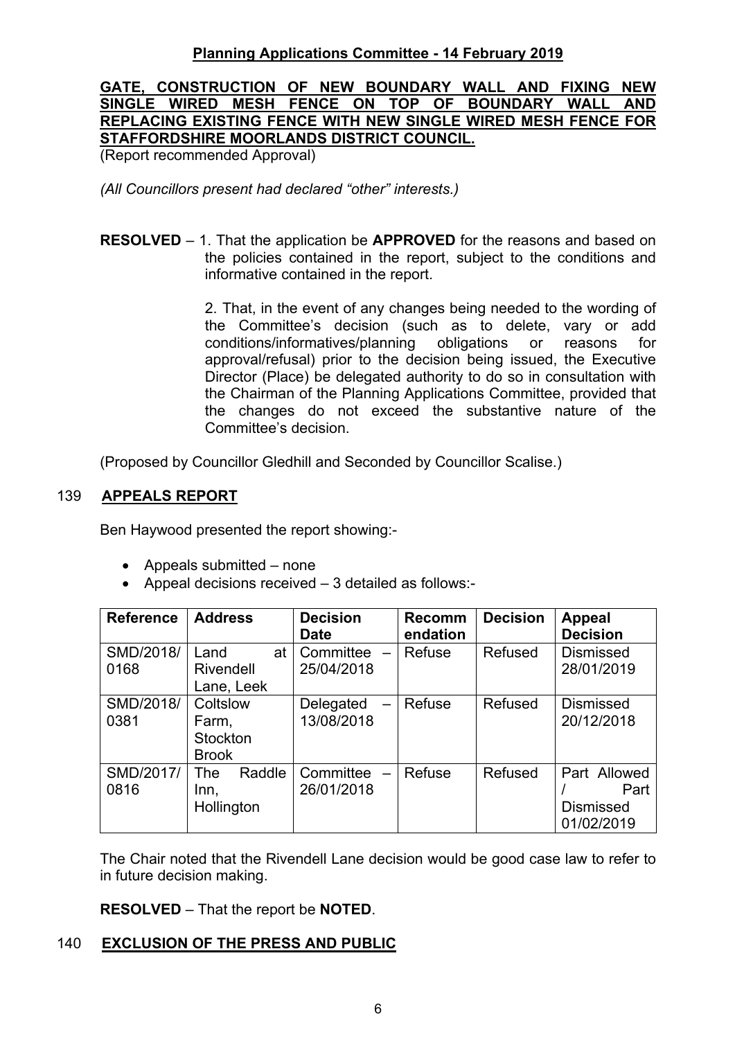**GATE, CONSTRUCTION OF NEW BOUNDARY WALL AND FIXING NEW SINGLE WIRED MESH FENCE ON TOP OF BOUNDARY WALL AND REPLACING EXISTING FENCE WITH NEW SINGLE WIRED MESH FENCE FOR STAFFORDSHIRE MOORLANDS DISTRICT COUNCIL.**

(Report recommended Approval)

*(All Councillors present had declared "other" interests.)*

**RESOLVED** – 1. That the application be **APPROVED** for the reasons and based on the policies contained in the report, subject to the conditions and informative contained in the report.

2. That, in the event of any changes being needed to the wording of the Committee's decision (such as to delete, vary or add conditions/informatives/planning obligations or reasons for approval/refusal) prior to the decision being issued, the Executive Director (Place) be delegated authority to do so in consultation with the Chairman of the Planning Applications Committee, provided that the changes do not exceed the substantive nature of the Committee's decision.

(Proposed by Councillor Gledhill and Seconded by Councillor Scalise.)

## 139 APPEALS REPORT

Ben Haywood presented the report showing:-

- Appeals submitted – none
- Appeal decisions received – 3 detailed as follows:-

| Reference | Address | Decision Date | Recommendation | Decision | Appeal Decision |
|---|---|---|---|---|---|
| SMD/2018/0168 | Land at Rivendell Lane, Leek | Committee – 25/04/2018 | Refuse | Refused | Dismissed 28/01/2019 |
| SMD/2018/0381 | Coltslow Farm, Stockton Brook | Delegated – 13/08/2018 | Refuse | Refused | Dismissed 20/12/2018 |
| SMD/2017/0816 | The Raddle Inn, Hollington | Committee – 26/01/2018 | Refuse | Refused | Part Allowed / Part Dismissed 01/02/2019 |

The Chair noted that the Rivendell Lane decision would be good case law to refer to in future decision making.

**RESOLVED** – That the report be **NOTED**.

## 140 EXCLUSION OF THE PRESS AND PUBLIC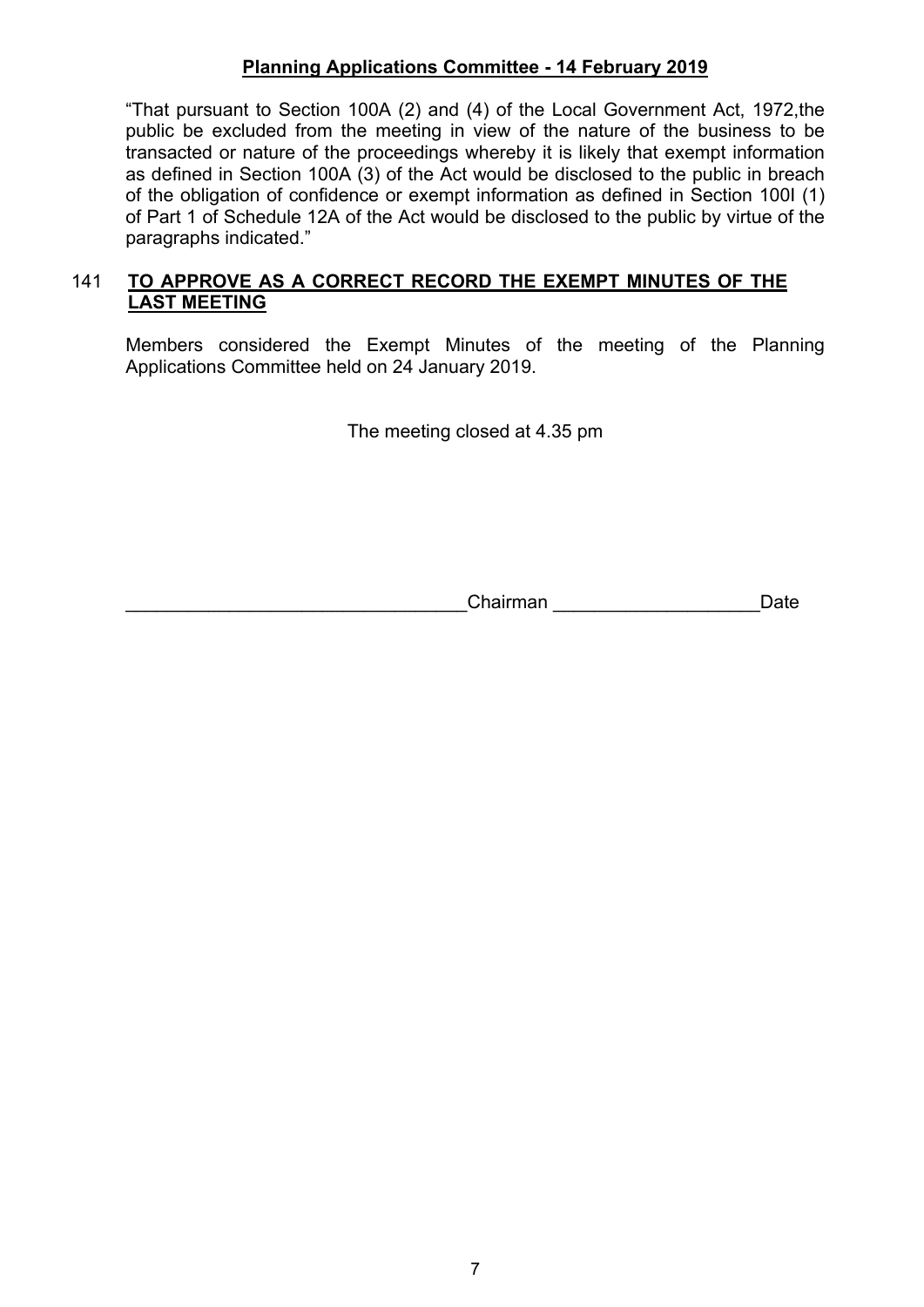"That pursuant to Section 100A (2) and (4) of the Local Government Act, 1972,the public be excluded from the meeting in view of the nature of the business to be transacted or nature of the proceedings whereby it is likely that exempt information as defined in Section 100A (3) of the Act would be disclosed to the public in breach of the obligation of confidence or exempt information as defined in Section 100I (1) of Part 1 of Schedule 12A of the Act would be disclosed to the public by virtue of the paragraphs indicated."

## 141 TO APPROVE AS A CORRECT RECORD THE EXEMPT MINUTES OF THE LAST MEETING

Members considered the Exempt Minutes of the meeting of the Planning Applications Committee held on 24 January 2019.

The meeting closed at 4.35 pm

________________________________Chairman ___________________Date